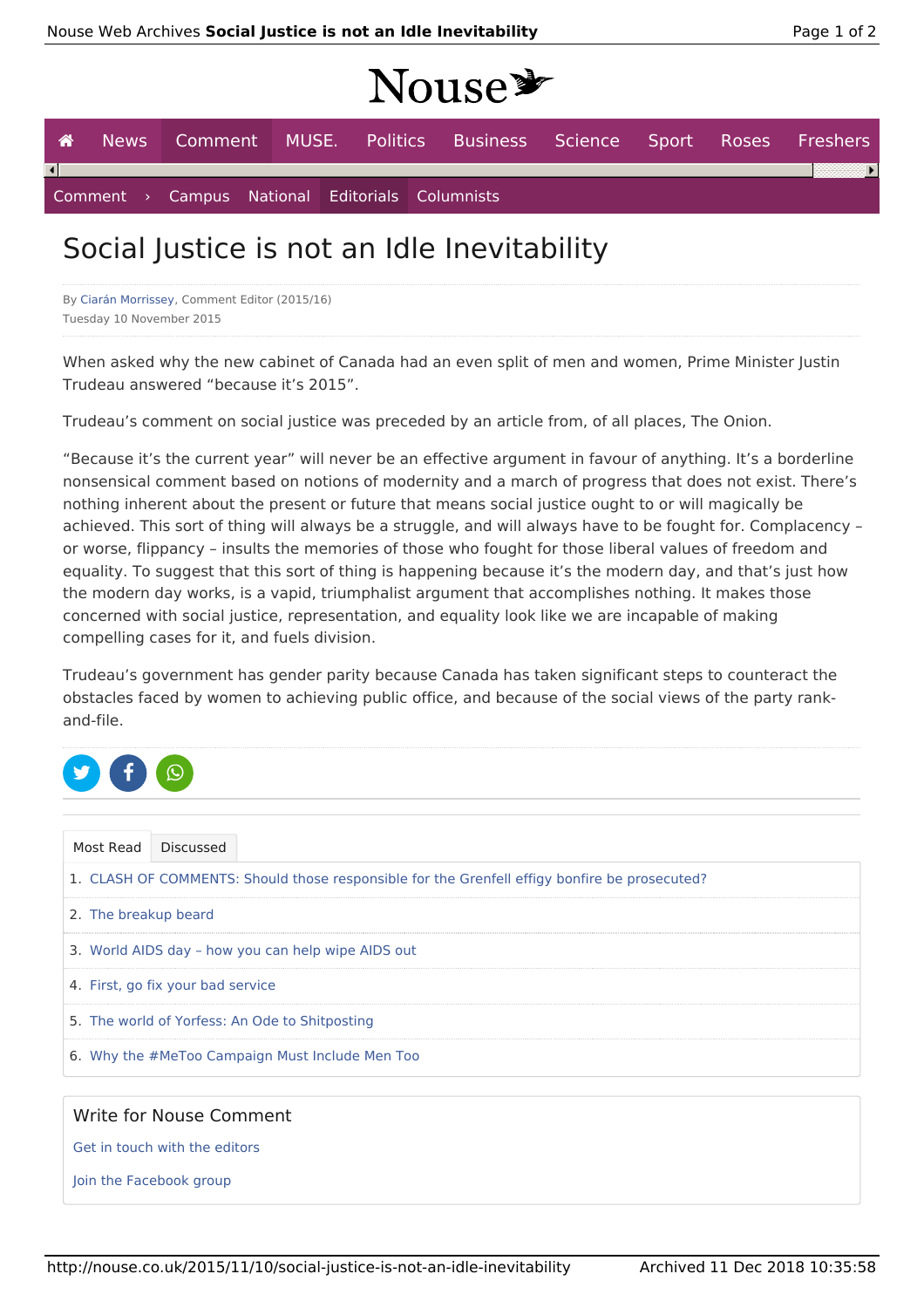Nouse

News | Comment | MUSE. | Politics | Business | Science | Sport | Roses | Freshers

Comment › Campus | National | Editorials | Columnists

# Social Justice is not an Idle Inevitability

By Ciarán Morrissey, Comment Editor (2015/16)
Tuesday 10 November 2015

When asked why the new cabinet of Canada had an even split of men and women, Prime Minister Justin Trudeau answered "because it's 2015".

Trudeau's comment on social justice was preceded by an article from, of all places, The Onion.

"Because it's the current year" will never be an effective argument in favour of anything. It's a borderline nonsensical comment based on notions of modernity and a march of progress that does not exist. There's nothing inherent about the present or future that means social justice ought to or will magically be achieved. This sort of thing will always be a struggle, and will always have to be fought for. Complacency – or worse, flippancy – insults the memories of those who fought for those liberal values of freedom and equality. To suggest that this sort of thing is happening because it's the modern day, and that's just how the modern day works, is a vapid, triumphalist argument that accomplishes nothing. It makes those concerned with social justice, representation, and equality look like we are incapable of making compelling cases for it, and fuels division.

Trudeau's government has gender parity because Canada has taken significant steps to counteract the obstacles faced by women to achieving public office, and because of the social views of the party rank-and-file.

Most Read | Discussed

1. CLASH OF COMMENTS: Should those responsible for the Grenfell effigy bonfire be prosecuted?
2. The breakup beard
3. World AIDS day – how you can help wipe AIDS out
4. First, go fix your bad service
5. The world of Yorfess: An Ode to Shitposting
6. Why the #MeToo Campaign Must Include Men Too

Write for Nouse Comment

Get in touch with the editors

Join the Facebook group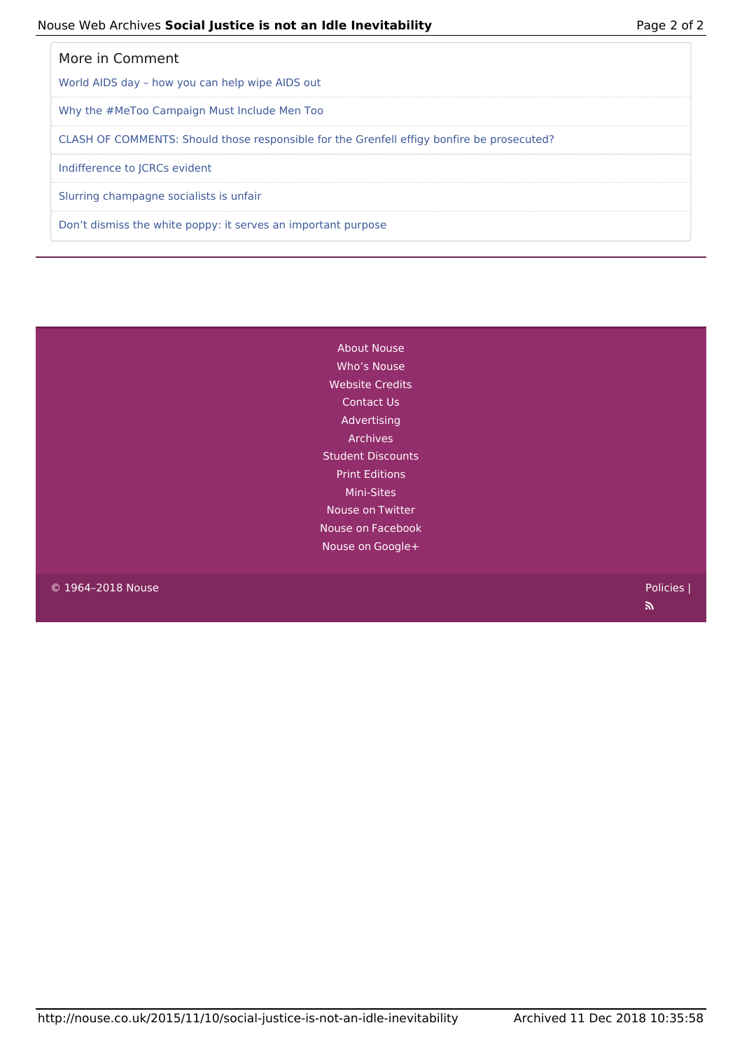## More in Comment

- World AIDS day – how you can help wipe AIDS out
- Why the #MeToo Campaign Must Include Men Too
- CLASH OF COMMENTS: Should those responsible for the Grenfell effigy bonfire be prosecuted?
- Indifference to JCRCs evident
- Slurring champagne socialists is unfair
- Don't dismiss the white poppy: it serves an important purpose

About Nouse
Who's Nouse
Website Credits
Contact Us
Advertising
Archives
Student Discounts
Print Editions
Mini-Sites
Nouse on Twitter
Nouse on Facebook
Nouse on Google+

© 1964–2018 Nouse

Policies |